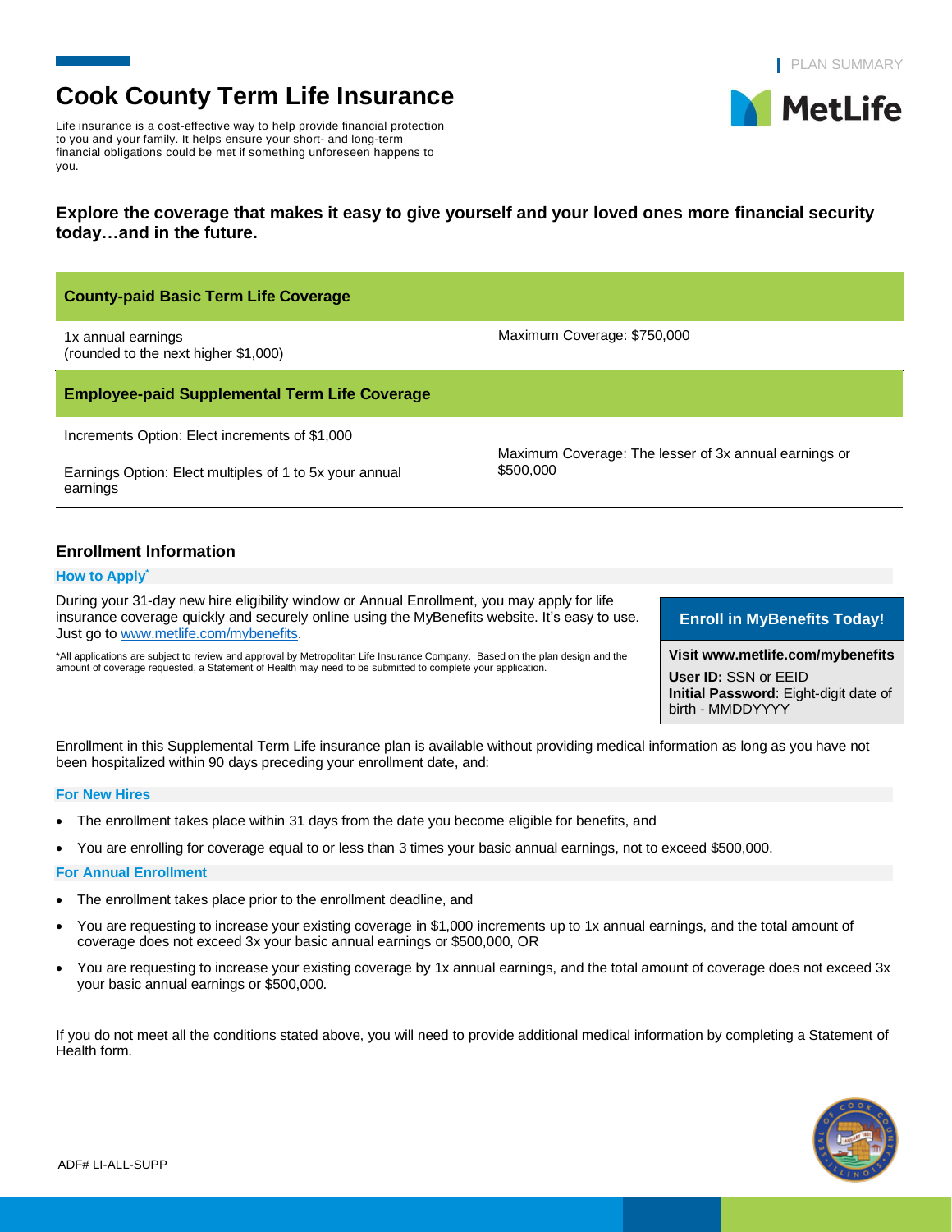PLAN SUMMARY

# Cook County Term Life Insurance

Life insurance is a cost-effective way to help provide financial protection to you and your family. It helps ensure your short- and long-term financial obligations could be met if something unforeseen happens to you.

**Explore the coverage that makes it easy to give yourself and your loved ones more financial security today…and in the future.**

| County-paid Basic Term Life Coverage | |
|---|---|
| 1x annual earnings<br>(rounded to the next higher $1,000) | Maximum Coverage: $750,000 |

| Employee-paid Supplemental Term Life Coverage | |
|---|---|
| Increments Option: Elect increments of $1,000<br><br>Earnings Option: Elect multiples of 1 to 5x your annual earnings | Maximum Coverage: The lesser of 3x annual earnings or $500,000 |

## Enrollment Information

### How to Apply*

During your 31-day new hire eligibility window or Annual Enrollment, you may apply for life insurance coverage quickly and securely online using the MyBenefits website. It's easy to use. Just go to www.metlife.com/mybenefits.

*All applications are subject to review and approval by Metropolitan Life Insurance Company. Based on the plan design and the amount of coverage requested, a Statement of Health may need to be submitted to complete your application.

**Enroll in MyBenefits Today!**

**Visit www.metlife.com/mybenefits**

**User ID:** SSN or EEID
**Initial Password**: Eight-digit date of birth - MMDDYYYY

Enrollment in this Supplemental Term Life insurance plan is available without providing medical information as long as you have not been hospitalized within 90 days preceding your enrollment date, and:

### For New Hires

- The enrollment takes place within 31 days from the date you become eligible for benefits, and
- You are enrolling for coverage equal to or less than 3 times your basic annual earnings, not to exceed $500,000.

### For Annual Enrollment

- The enrollment takes place prior to the enrollment deadline, and
- You are requesting to increase your existing coverage in $1,000 increments up to 1x annual earnings, and the total amount of coverage does not exceed 3x your basic annual earnings or $500,000, OR
- You are requesting to increase your existing coverage by 1x annual earnings, and the total amount of coverage does not exceed 3x your basic annual earnings or $500,000.

If you do not meet all the conditions stated above, you will need to provide additional medical information by completing a Statement of Health form.

ADF# LI-ALL-SUPP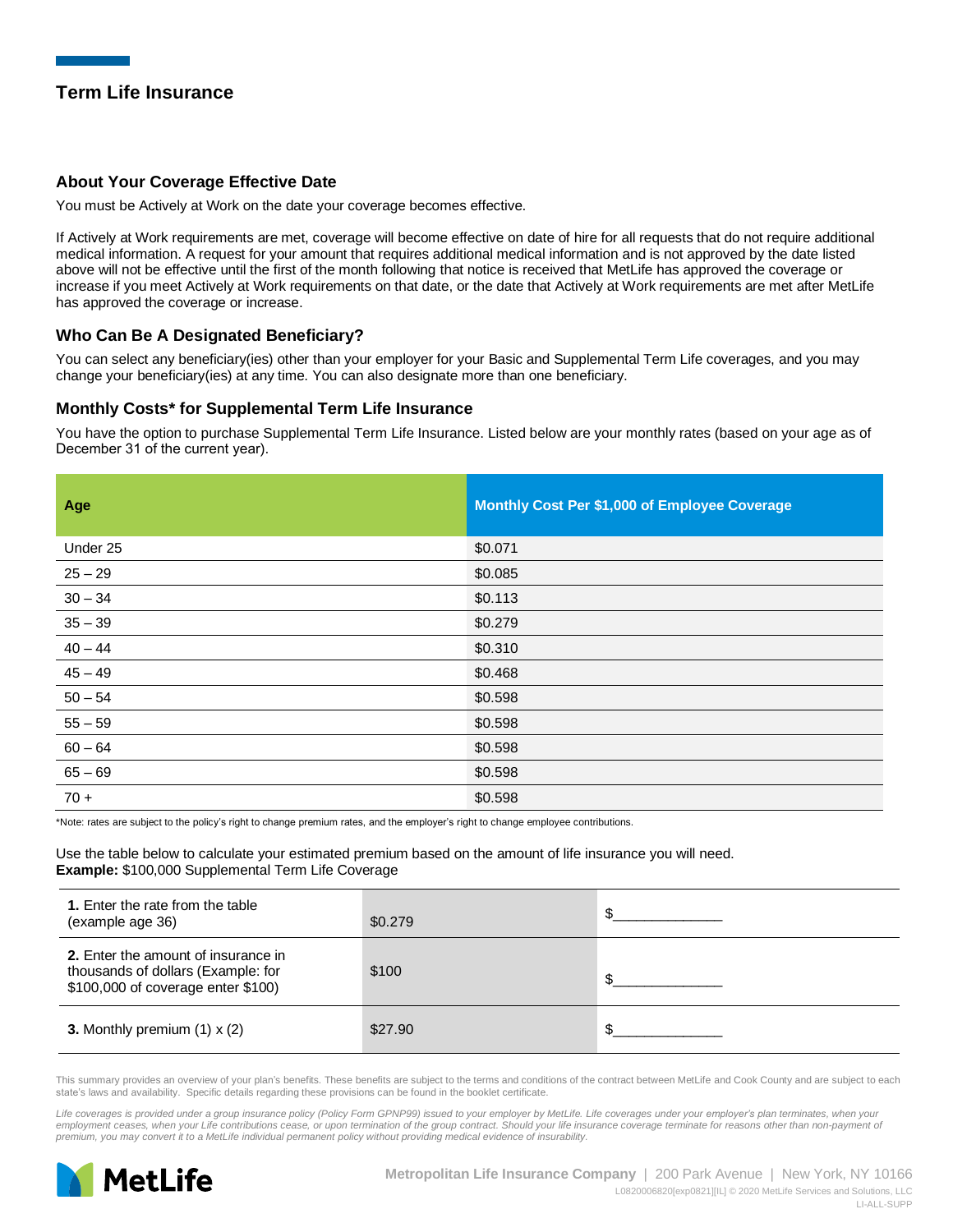## Term Life Insurance

### About Your Coverage Effective Date

You must be Actively at Work on the date your coverage becomes effective.

If Actively at Work requirements are met, coverage will become effective on date of hire for all requests that do not require additional medical information. A request for your amount that requires additional medical information and is not approved by the date listed above will not be effective until the first of the month following that notice is received that MetLife has approved the coverage or increase if you meet Actively at Work requirements on that date, or the date that Actively at Work requirements are met after MetLife has approved the coverage or increase.

### Who Can Be A Designated Beneficiary?

You can select any beneficiary(ies) other than your employer for your Basic and Supplemental Term Life coverages, and you may change your beneficiary(ies) at any time. You can also designate more than one beneficiary.

### Monthly Costs* for Supplemental Term Life Insurance

You have the option to purchase Supplemental Term Life Insurance. Listed below are your monthly rates (based on your age as of December 31 of the current year).

| Age | Monthly Cost Per $1,000 of Employee Coverage |
|---|---|
| Under 25 | $0.071 |
| 25 – 29 | $0.085 |
| 30 – 34 | $0.113 |
| 35 – 39 | $0.279 |
| 40 – 44 | $0.310 |
| 45 – 49 | $0.468 |
| 50 – 54 | $0.598 |
| 55 – 59 | $0.598 |
| 60 – 64 | $0.598 |
| 65 – 69 | $0.598 |
| 70 + | $0.598 |

*Note: rates are subject to the policy's right to change premium rates, and the employer's right to change employee contributions.

Use the table below to calculate your estimated premium based on the amount of life insurance you will need.
**Example:** $100,000 Supplemental Term Life Coverage

| | | |
|---|---|---|
| **1.** Enter the rate from the table (example age 36) | $0.279 | $_____________ |
| **2.** Enter the amount of insurance in thousands of dollars (Example: for $100,000 of coverage enter $100) | $100 | $_____________ |
| **3.** Monthly premium (1) x (2) | $27.90 | $_____________ |

This summary provides an overview of your plan's benefits. These benefits are subject to the terms and conditions of the contract between MetLife and Cook County and are subject to each state's laws and availability. Specific details regarding these provisions can be found in the booklet certificate.

*Life coverages is provided under a group insurance policy (Policy Form GPNP99) issued to your employer by MetLife. Life coverages under your employer's plan terminates, when your employment ceases, when your Life contributions cease, or upon termination of the group contract. Should your life insurance coverage terminate for reasons other than non-payment of premium, you may convert it to a MetLife individual permanent policy without providing medical evidence of insurability.*

MetLife

**Metropolitan Life Insurance Company** | 200 Park Avenue | New York, NY 10166

L0820006820[exp0821][IL] © 2020 MetLife Services and Solutions, LLC

LI-ALL-SUPP